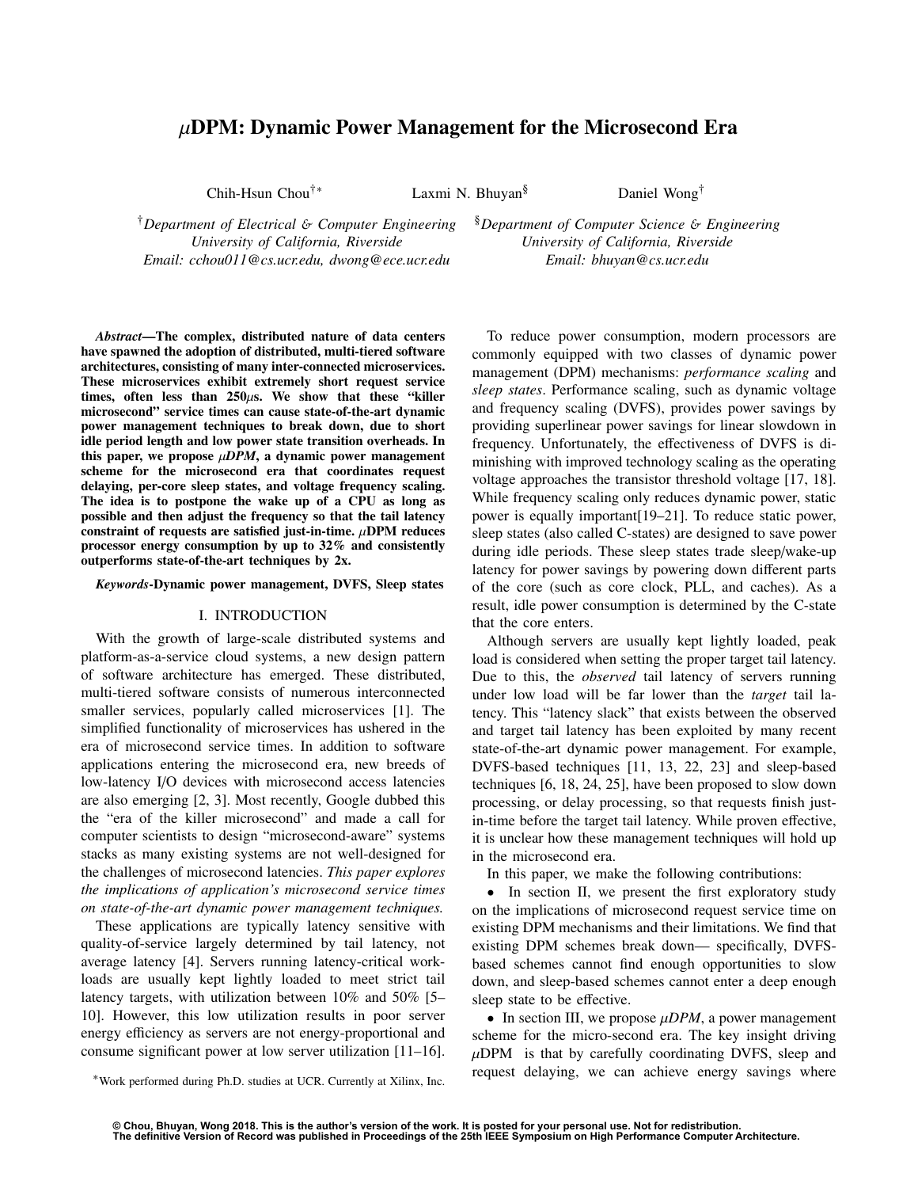# $\mu$DPM: Dynamic Power Management for the Microsecond Era

Chih-Hsun Chou[†*] Laxmi N. Bhuyan[§] Daniel Wong[†]

[†]*Department of Electrical & Computer Engineering*
*University of California, Riverside*
*Email: cchou011@cs.ucr.edu, dwong@ece.ucr.edu*

[§]*Department of Computer Science & Engineering*
*University of California, Riverside*
*Email: bhuyan@cs.ucr.edu*

***Abstract*—The complex, distributed nature of data centers have spawned the adoption of distributed, multi-tiered software architectures, consisting of many inter-connected microservices. These microservices exhibit extremely short request service times, often less than 250$\mu$s. We show that these "killer microsecond" service times can cause state-of-the-art dynamic power management techniques to break down, due to short idle period length and low power state transition overheads. In this paper, we propose *$\mu$DPM*, a dynamic power management scheme for the microsecond era that coordinates request delaying, per-core sleep states, and voltage frequency scaling. The idea is to postpone the wake up of a CPU as long as possible and then adjust the frequency so that the tail latency constraint of requests are satisfied just-in-time. $\mu$DPM reduces processor energy consumption by up to 32% and consistently outperforms state-of-the-art techniques by 2x.**

***Keywords*-Dynamic power management, DVFS, Sleep states**

## I. INTRODUCTION

With the growth of large-scale distributed systems and platform-as-a-service cloud systems, a new design pattern of software architecture has emerged. These distributed, multi-tiered software consists of numerous interconnected smaller services, popularly called microservices [1]. The simplified functionality of microservices has ushered in the era of microsecond service times. In addition to software applications entering the microsecond era, new breeds of low-latency I/O devices with microsecond access latencies are also emerging [2, 3]. Most recently, Google dubbed this the "era of the killer microsecond" and made a call for computer scientists to design "microsecond-aware" systems stacks as many existing systems are not well-designed for the challenges of microsecond latencies. *This paper explores the implications of application's microsecond service times on state-of-the-art dynamic power management techniques.*

These applications are typically latency sensitive with quality-of-service largely determined by tail latency, not average latency [4]. Servers running latency-critical workloads are usually kept lightly loaded to meet strict tail latency targets, with utilization between 10% and 50% [5–10]. However, this low utilization results in poor server energy efficiency as servers are not energy-proportional and consume significant power at low server utilization [11–16].

[*]Work performed during Ph.D. studies at UCR. Currently at Xilinx, Inc.

To reduce power consumption, modern processors are commonly equipped with two classes of dynamic power management (DPM) mechanisms: *performance scaling* and *sleep states*. Performance scaling, such as dynamic voltage and frequency scaling (DVFS), provides power savings by providing superlinear power savings for linear slowdown in frequency. Unfortunately, the effectiveness of DVFS is diminishing with improved technology scaling as the operating voltage approaches the transistor threshold voltage [17, 18]. While frequency scaling only reduces dynamic power, static power is equally important[19–21]. To reduce static power, sleep states (also called C-states) are designed to save power during idle periods. These sleep states trade sleep/wake-up latency for power savings by powering down different parts of the core (such as core clock, PLL, and caches). As a result, idle power consumption is determined by the C-state that the core enters.

Although servers are usually kept lightly loaded, peak load is considered when setting the proper target tail latency. Due to this, the *observed* tail latency of servers running under low load will be far lower than the *target* tail latency. This "latency slack" that exists between the observed and target tail latency has been exploited by many recent state-of-the-art dynamic power management. For example, DVFS-based techniques [11, 13, 22, 23] and sleep-based techniques [6, 18, 24, 25], have been proposed to slow down processing, or delay processing, so that requests finish just-in-time before the target tail latency. While proven effective, it is unclear how these management techniques will hold up in the microsecond era.

In this paper, we make the following contributions:

- In section II, we present the first exploratory study on the implications of microsecond request service time on existing DPM mechanisms and their limitations. We find that existing DPM schemes break down— specifically, DVFS-based schemes cannot find enough opportunities to slow down, and sleep-based schemes cannot enter a deep enough sleep state to be effective.
- In section III, we propose *$\mu$DPM*, a power management scheme for the micro-second era. The key insight driving $\mu$DPM is that by carefully coordinating DVFS, sleep and request delaying, we can achieve energy savings where

© Chou, Bhuyan, Wong 2018. This is the author's version of the work. It is posted for your personal use. Not for redistribution. The definitive Version of Record was published in Proceedings of the 25th IEEE Symposium on High Performance Computer Architecture.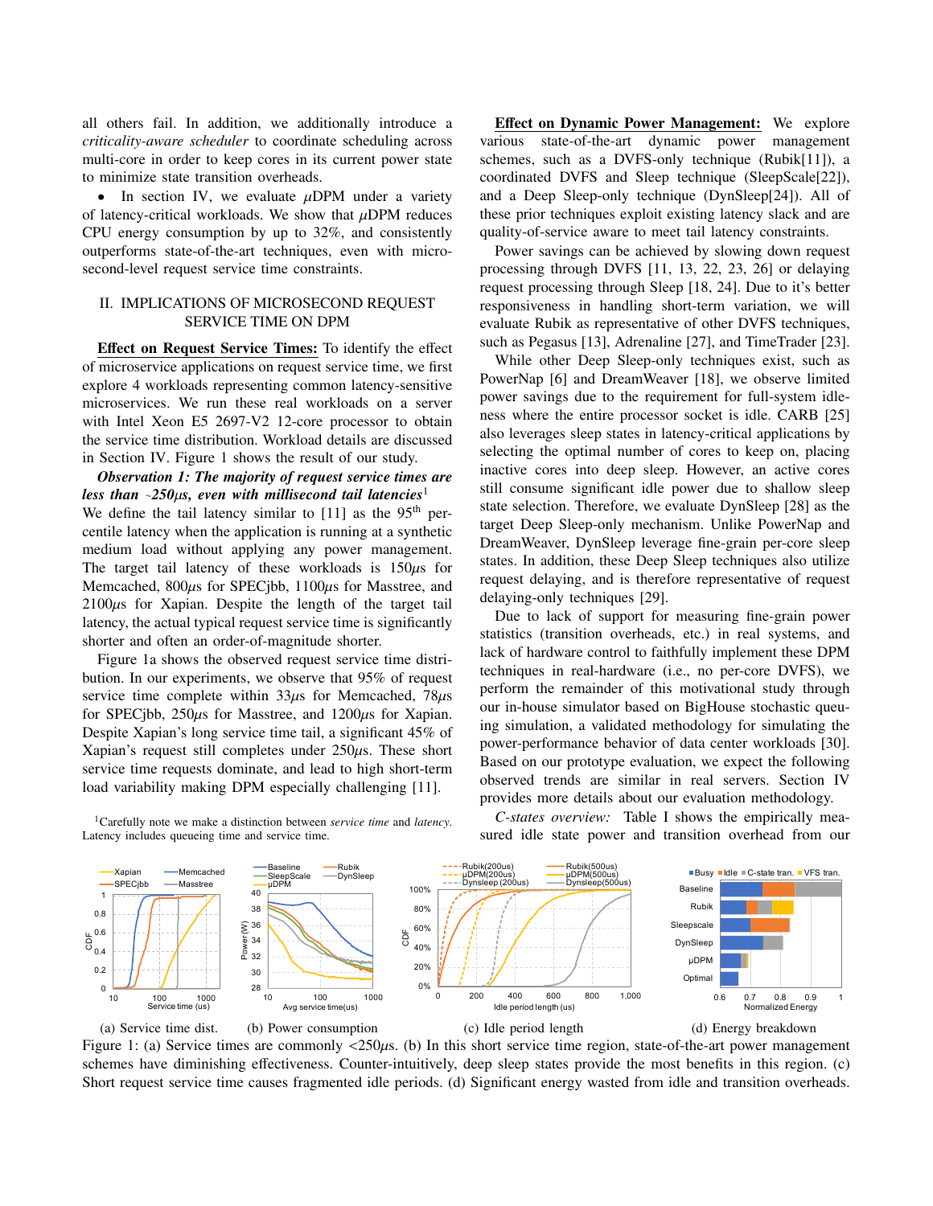all others fail. In addition, we additionally introduce a *criticality-aware scheduler* to coordinate scheduling across multi-core in order to keep cores in its current power state to minimize state transition overheads.

- In section IV, we evaluate $\mu$DPM under a variety of latency-critical workloads. We show that $\mu$DPM reduces CPU energy consumption by up to 32%, and consistently outperforms state-of-the-art techniques, even with microsecond-level request service time constraints.

## II. Implications of Microsecond Request Service Time on DPM

**Effect on Request Service Times:** To identify the effect of microservice applications on request service time, we first explore 4 workloads representing common latency-sensitive microservices. We run these real workloads on a server with Intel Xeon E5 2697-V2 12-core processor to obtain the service time distribution. Workload details are discussed in Section IV. Figure 1 shows the result of our study.

***Observation 1: The majority of request service times are less than ~250$\mu$s, even with millisecond tail latencies*** [1]
We define the tail latency similar to [11] as the 95$^{th}$ percentile latency when the application is running at a synthetic medium load without applying any power management. The target tail latency of these workloads is 150$\mu$s for Memcached, 800$\mu$s for SPECjbb, 1100$\mu$s for Masstree, and 2100$\mu$s for Xapian. Despite the length of the target tail latency, the actual typical request service time is significantly shorter and often an order-of-magnitude shorter.

Figure 1a shows the observed request service time distribution. In our experiments, we observe that 95% of request service time complete within 33$\mu$s for Memcached, 78$\mu$s for SPECjbb, 250$\mu$s for Masstree, and 1200$\mu$s for Xapian. Despite Xapian's long service time tail, a significant 45% of Xapian's request still completes under 250$\mu$s. These short service time requests dominate, and lead to high short-term load variability making DPM especially challenging [11].

[1] Carefully note we make a distinction between *service time* and *latency*. Latency includes queueing time and service time.

**Effect on Dynamic Power Management:** We explore various state-of-the-art dynamic power management schemes, such as a DVFS-only technique (Rubik[11]), a coordinated DVFS and Sleep technique (SleepScale[22]), and a Deep Sleep-only technique (DynSleep[24]). All of these prior techniques exploit existing latency slack and are quality-of-service aware to meet tail latency constraints.

Power savings can be achieved by slowing down request processing through DVFS [11, 13, 22, 23, 26] or delaying request processing through Sleep [18, 24]. Due to it's better responsiveness in handling short-term variation, we will evaluate Rubik as representative of other DVFS techniques, such as Pegasus [13], Adrenaline [27], and TimeTrader [23].

While other Deep Sleep-only techniques exist, such as PowerNap [6] and DreamWeaver [18], we observe limited power savings due to the requirement for full-system idleness where the entire processor socket is idle. CARB [25] also leverages sleep states in latency-critical applications by selecting the optimal number of cores to keep on, placing inactive cores into deep sleep. However, an active cores still consume significant idle power due to shallow sleep state selection. Therefore, we evaluate DynSleep [28] as the target Deep Sleep-only mechanism. Unlike PowerNap and DreamWeaver, DynSleep leverage fine-grain per-core sleep states. In addition, these Deep Sleep techniques also utilize request delaying, and is therefore representative of request delaying-only techniques [29].

Due to lack of support for measuring fine-grain power statistics (transition overheads, etc.) in real systems, and lack of hardware control to faithfully implement these DPM techniques in real-hardware (i.e., no per-core DVFS), we perform the remainder of this motivational study through our in-house simulator based on BigHouse stochastic queueing simulation, a validated methodology for simulating the power-performance behavior of data center workloads [30]. Based on our prototype evaluation, we expect the following observed trends are similar in real servers. Section IV provides more details about our evaluation methodology.

*C-states overview:* Table I shows the empirically measured idle state power and transition overhead from our

(a) Service time dist. (b) Power consumption (c) Idle period length (d) Energy breakdown

Figure 1: (a) Service times are commonly <250$\mu$s. (b) In this short service time region, state-of-the-art power management schemes have diminishing effectiveness. Counter-intuitively, deep sleep states provide the most benefits in this region. (c) Short request service time causes fragmented idle periods. (d) Significant energy wasted from idle and transition overheads.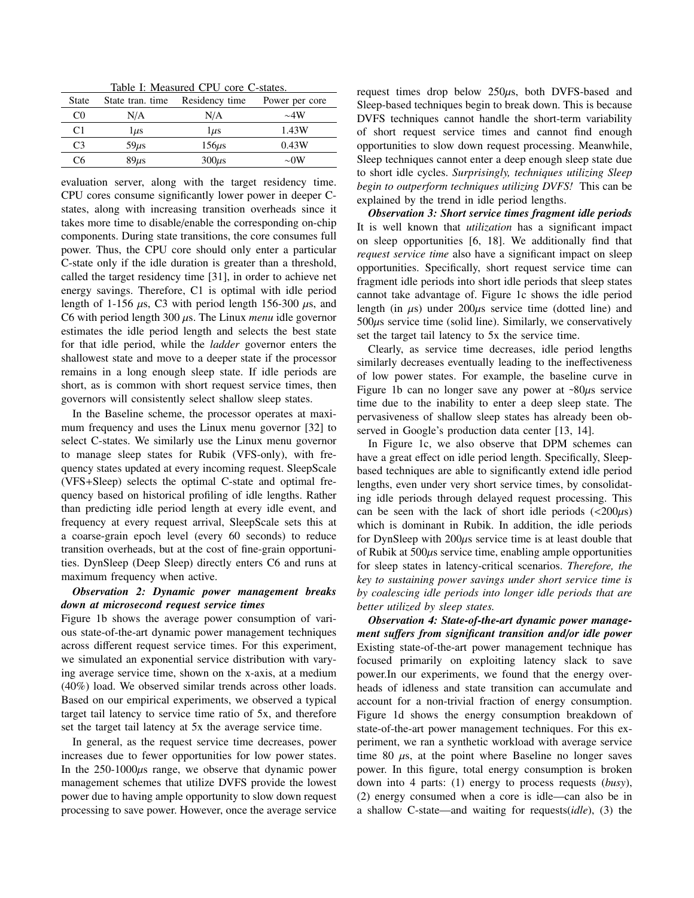Table I: Measured CPU core C-states.

| State | State tran. time | Residency time | Power per core |
|---|---|---|---|
| C0 | N/A | N/A | ~4W |
| C1 | 1$\mu$s | 1$\mu$s | 1.43W |
| C3 | 59$\mu$s | 156$\mu$s | 0.43W |
| C6 | 89$\mu$s | 300$\mu$s | ~0W |

evaluation server, along with the target residency time. CPU cores consume significantly lower power in deeper C-states, along with increasing transition overheads since it takes more time to disable/enable the corresponding on-chip components. During state transitions, the core consumes full power. Thus, the CPU core should only enter a particular C-state only if the idle duration is greater than a threshold, called the target residency time [31], in order to achieve net energy savings. Therefore, C1 is optimal with idle period length of 1-156 $\mu$s, C3 with period length 156-300 $\mu$s, and C6 with period length 300 $\mu$s. The Linux *menu* idle governor estimates the idle period length and selects the best state for that idle period, while the *ladder* governor enters the shallowest state and move to a deeper state if the processor remains in a long enough sleep state. If idle periods are short, as is common with short request service times, then governors will consistently select shallow sleep states.

In the Baseline scheme, the processor operates at maximum frequency and uses the Linux menu governor [32] to select C-states. We similarly use the Linux menu governor to manage sleep states for Rubik (VFS-only), with frequency states updated at every incoming request. SleepScale (VFS+Sleep) selects the optimal C-state and optimal frequency based on historical profiling of idle lengths. Rather than predicting idle period length at every idle event, and frequency at every request arrival, SleepScale sets this at a coarse-grain epoch level (every 60 seconds) to reduce transition overheads, but at the cost of fine-grain opportunities. DynSleep (Deep Sleep) directly enters C6 and runs at maximum frequency when active.

***Observation 2: Dynamic power management breaks down at microsecond request service times***

Figure 1b shows the average power consumption of various state-of-the-art dynamic power management techniques across different request service times. For this experiment, we simulated an exponential service distribution with varying average service time, shown on the x-axis, at a medium (40%) load. We observed similar trends across other loads. Based on our empirical experiments, we observed a typical target tail latency to service time ratio of 5x, and therefore set the target tail latency at 5x the average service time.

In general, as the request service time decreases, power increases due to fewer opportunities for low power states. In the 250-1000$\mu$s range, we observe that dynamic power management schemes that utilize DVFS provide the lowest power due to having ample opportunity to slow down request processing to save power. However, once the average service request times drop below 250$\mu$s, both DVFS-based and Sleep-based techniques begin to break down. This is because DVFS techniques cannot handle the short-term variability of short request service times and cannot find enough opportunities to slow down request processing. Meanwhile, Sleep techniques cannot enter a deep enough sleep state due to short idle cycles. *Surprisingly, techniques utilizing Sleep begin to outperform techniques utilizing DVFS!* This can be explained by the trend in idle period lengths.

***Observation 3: Short service times fragment idle periods***

It is well known that *utilization* has a significant impact on sleep opportunities [6, 18]. We additionally find that *request service time* also have a significant impact on sleep opportunities. Specifically, short request service time can fragment idle periods into short idle periods that sleep states cannot take advantage of. Figure 1c shows the idle period length (in $\mu$s) under 200$\mu$s service time (dotted line) and 500$\mu$s service time (solid line). Similarly, we conservatively set the target tail latency to 5x the service time.

Clearly, as service time decreases, idle period lengths similarly decreases eventually leading to the ineffectiveness of low power states. For example, the baseline curve in Figure 1b can no longer save any power at ~80$\mu$s service time due to the inability to enter a deep sleep state. The pervasiveness of shallow sleep states has already been observed in Google's production data center [13, 14].

In Figure 1c, we also observe that DPM schemes can have a great effect on idle period length. Specifically, Sleep-based techniques are able to significantly extend idle period lengths, even under very short service times, by consolidating idle periods through delayed request processing. This can be seen with the lack of short idle periods (<200$\mu$s) which is dominant in Rubik. In addition, the idle periods for DynSleep with 200$\mu$s service time is at least double that of Rubik at 500$\mu$s service time, enabling ample opportunities for sleep states in latency-critical scenarios. *Therefore, the key to sustaining power savings under short service time is by coalescing idle periods into longer idle periods that are better utilized by sleep states.*

***Observation 4: State-of-the-art dynamic power management suffers from significant transition and/or idle power***

Existing state-of-the-art power management technique has focused primarily on exploiting latency slack to save power.In our experiments, we found that the energy overheads of idleness and state transition can accumulate and account for a non-trivial fraction of energy consumption. Figure 1d shows the energy consumption breakdown of state-of-the-art power management techniques. For this experiment, we ran a synthetic workload with average service time 80 $\mu$s, at the point where Baseline no longer saves power. In this figure, total energy consumption is broken down into 4 parts: (1) energy to process requests (*busy*), (2) energy consumed when a core is idle—can also be in a shallow C-state—and waiting for requests(*idle*), (3) the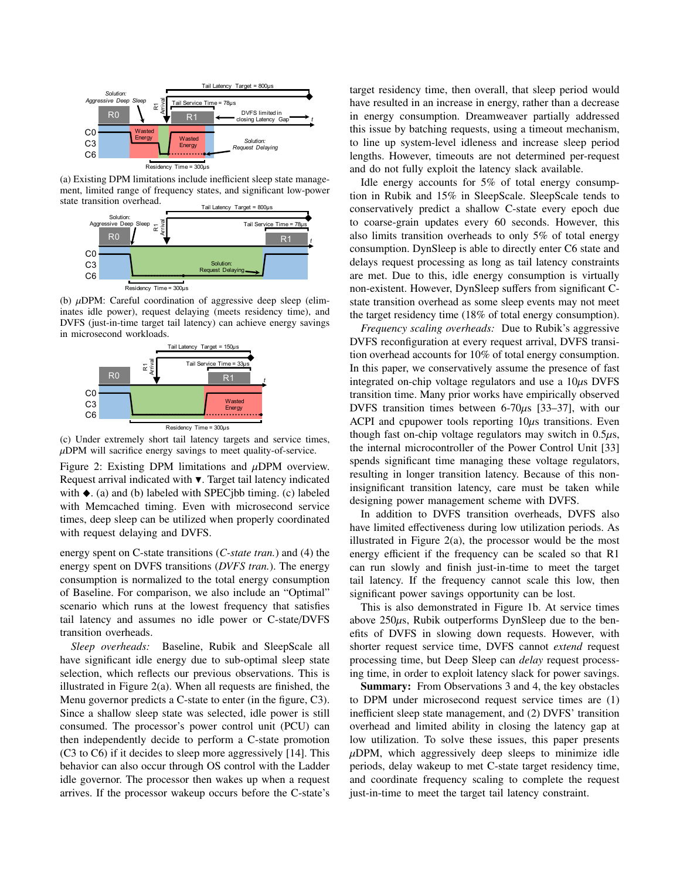(a) Existing DPM limitations include inefficient sleep state management, limited range of frequency states, and significant low-power state transition overhead.

(b) $\mu$DPM: Careful coordination of aggressive deep sleep (eliminates idle power), request delaying (meets residency time), and DVFS (just-in-time target tail latency) can achieve energy savings in microsecond workloads.

(c) Under extremely short tail latency targets and service times, $\mu$DPM will sacrifice energy savings to meet quality-of-service.

Figure 2: Existing DPM limitations and $\mu$DPM overview. Request arrival indicated with ▼. Target tail latency indicated with ◆. (a) and (b) labeled with SPECjbb timing. (c) labeled with Memcached timing. Even with microsecond service times, deep sleep can be utilized when properly coordinated with request delaying and DVFS.

energy spent on C-state transitions (*C-state tran.*) and (4) the energy spent on DVFS transitions (*DVFS tran.*). The energy consumption is normalized to the total energy consumption of Baseline. For comparison, we also include an "Optimal" scenario which runs at the lowest frequency that satisfies tail latency and assumes no idle power or C-state/DVFS transition overheads.

*Sleep overheads:* Baseline, Rubik and SleepScale all have significant idle energy due to sub-optimal sleep state selection, which reflects our previous observations. This is illustrated in Figure 2(a). When all requests are finished, the Menu governor predicts a C-state to enter (in the figure, C3). Since a shallow sleep state was selected, idle power is still consumed. The processor's power control unit (PCU) can then independently decide to perform a C-state promotion (C3 to C6) if it decides to sleep more aggressively [14]. This behavior can also occur through OS control with the Ladder idle governor. The processor then wakes up when a request arrives. If the processor wakeup occurs before the C-state's target residency time, then overall, that sleep period would have resulted in an increase in energy, rather than a decrease in energy consumption. Dreamweaver partially addressed this issue by batching requests, using a timeout mechanism, to line up system-level idleness and increase sleep period lengths. However, timeouts are not determined per-request and do not fully exploit the latency slack available.

Idle energy accounts for 5% of total energy consumption in Rubik and 15% in SleepScale. SleepScale tends to conservatively predict a shallow C-state every epoch due to coarse-grain updates every 60 seconds. However, this also limits transition overheads to only 5% of total energy consumption. DynSleep is able to directly enter C6 state and delays request processing as long as tail latency constraints are met. Due to this, idle energy consumption is virtually non-existent. However, DynSleep suffers from significant C-state transition overhead as some sleep events may not meet the target residency time (18% of total energy consumption).

*Frequency scaling overheads:* Due to Rubik's aggressive DVFS reconfiguration at every request arrival, DVFS transition overhead accounts for 10% of total energy consumption. In this paper, we conservatively assume the presence of fast integrated on-chip voltage regulators and use a 10$\mu$s DVFS transition time. Many prior works have empirically observed DVFS transition times between 6-70$\mu$s [33–37], with our ACPI and cpupower tools reporting 10$\mu$s transitions. Even though fast on-chip voltage regulators may switch in 0.5$\mu$s, the internal microcontroller of the Power Control Unit [33] spends significant time managing these voltage regulators, resulting in longer transition latency. Because of this non-insignificant transition latency, care must be taken while designing power management scheme with DVFS.

In addition to DVFS transition overheads, DVFS also have limited effectiveness during low utilization periods. As illustrated in Figure 2(a), the processor would be the most energy efficient if the frequency can be scaled so that R1 can run slowly and finish just-in-time to meet the target tail latency. If the frequency cannot scale this low, then significant power savings opportunity can be lost.

This is also demonstrated in Figure 1b. At service times above 250$\mu$s, Rubik outperforms DynSleep due to the benefits of DVFS in slowing down requests. However, with shorter request service time, DVFS cannot *extend* request processing time, but Deep Sleep can *delay* request processing time, in order to exploit latency slack for power savings.

**Summary:** From Observations 3 and 4, the key obstacles to DPM under microsecond request service times are (1) inefficient sleep state management, and (2) DVFS' transition overhead and limited ability in closing the latency gap at low utilization. To solve these issues, this paper presents $\mu$DPM, which aggressively deep sleeps to minimize idle periods, delay wakeup to met C-state target residency time, and coordinate frequency scaling to complete the request just-in-time to meet the target tail latency constraint.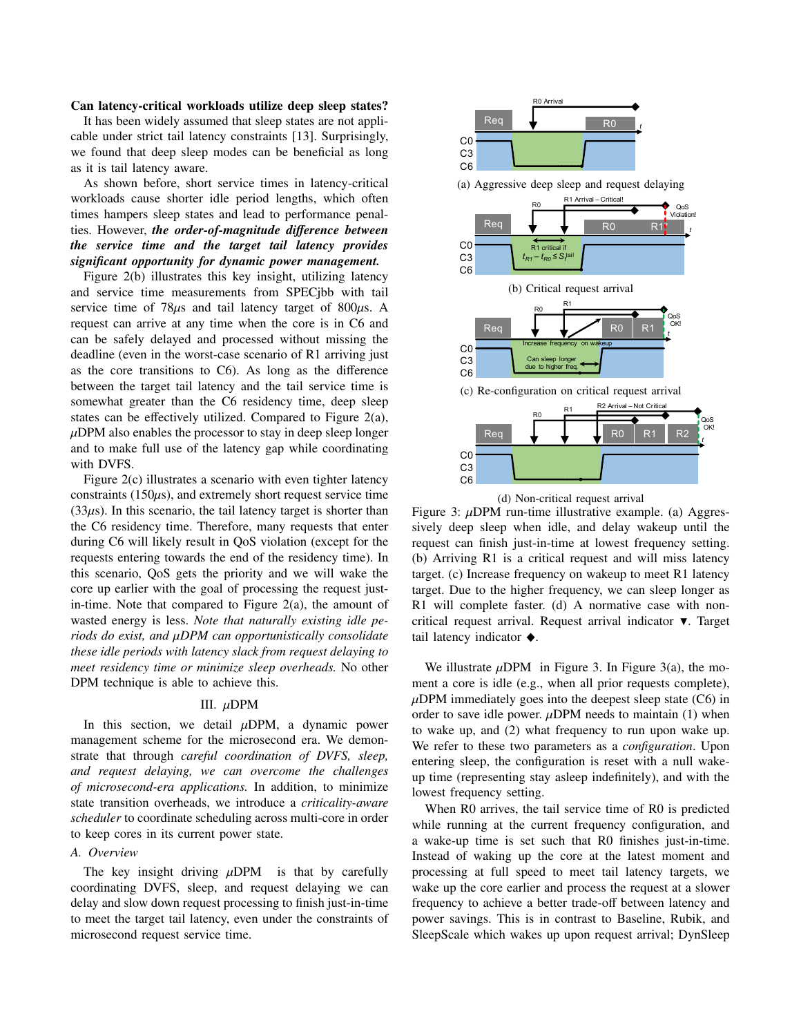**Can latency-critical workloads utilize deep sleep states?** It has been widely assumed that sleep states are not applicable under strict tail latency constraints [13]. Surprisingly, we found that deep sleep modes can be beneficial as long as it is tail latency aware.

As shown before, short service times in latency-critical workloads cause shorter idle period lengths, which often times hampers sleep states and lead to performance penalties. However, ***the order-of-magnitude difference between the service time and the target tail latency provides significant opportunity for dynamic power management.***

Figure 2(b) illustrates this key insight, utilizing latency and service time measurements from SPECjbb with tail service time of 78$\mu$s and tail latency target of 800$\mu$s. A request can arrive at any time when the core is in C6 and can be safely delayed and processed without missing the deadline (even in the worst-case scenario of R1 arriving just as the core transitions to C6). As long as the difference between the target tail latency and the tail service time is somewhat greater than the C6 residency time, deep sleep states can be effectively utilized. Compared to Figure 2(a), $\mu$DPM also enables the processor to stay in deep sleep longer and to make full use of the latency gap while coordinating with DVFS.

Figure 2(c) illustrates a scenario with even tighter latency constraints (150$\mu$s), and extremely short request service time (33$\mu$s). In this scenario, the tail latency target is shorter than the C6 residency time. Therefore, many requests that enter during C6 will likely result in QoS violation (except for the requests entering towards the end of the residency time). In this scenario, QoS gets the priority and we will wake the core up earlier with the goal of processing the request just-in-time. Note that compared to Figure 2(a), the amount of wasted energy is less. *Note that naturally existing idle periods do exist, and $\mu$DPM can opportunistically consolidate these idle periods with latency slack from request delaying to meet residency time or minimize sleep overheads.* No other DPM technique is able to achieve this.

## III. $\mu$DPM

In this section, we detail $\mu$DPM, a dynamic power management scheme for the microsecond era. We demonstrate that through *careful coordination of DVFS, sleep, and request delaying, we can overcome the challenges of microsecond-era applications.* In addition, to minimize state transition overheads, we introduce a *criticality-aware scheduler* to coordinate scheduling across multi-core in order to keep cores in its current power state.

### A. Overview

The key insight driving $\mu$DPM is that by carefully coordinating DVFS, sleep, and request delaying we can delay and slow down request processing to finish just-in-time to meet the target tail latency, even under the constraints of microsecond request service time.

(a) Aggressive deep sleep and request delaying

(b) Critical request arrival

(c) Re-configuration on critical request arrival

(d) Non-critical request arrival

Figure 3: $\mu$DPM run-time illustrative example. (a) Aggressively deep sleep when idle, and delay wakeup until the request can finish just-in-time at lowest frequency setting. (b) Arriving R1 is a critical request and will miss latency target. (c) Increase frequency on wakeup to meet R1 latency target. Due to the higher frequency, we can sleep longer as R1 will complete faster. (d) A normative case with non-critical request arrival. Request arrival indicator ▼. Target tail latency indicator ◆.

We illustrate $\mu$DPM in Figure 3. In Figure 3(a), the moment a core is idle (e.g., when all prior requests complete), $\mu$DPM immediately goes into the deepest sleep state (C6) in order to save idle power. $\mu$DPM needs to maintain (1) when to wake up, and (2) what frequency to run upon wake up. We refer to these two parameters as a *configuration*. Upon entering sleep, the configuration is reset with a null wake-up time (representing stay asleep indefinitely), and with the lowest frequency setting.

When R0 arrives, the tail service time of R0 is predicted while running at the current frequency configuration, and a wake-up time is set such that R0 finishes just-in-time. Instead of waking up the core at the latest moment and processing at full speed to meet tail latency targets, we wake up the core earlier and process the request at a slower frequency to achieve a better trade-off between latency and power savings. This is in contrast to Baseline, Rubik, and SleepScale which wakes up upon request arrival; DynSleep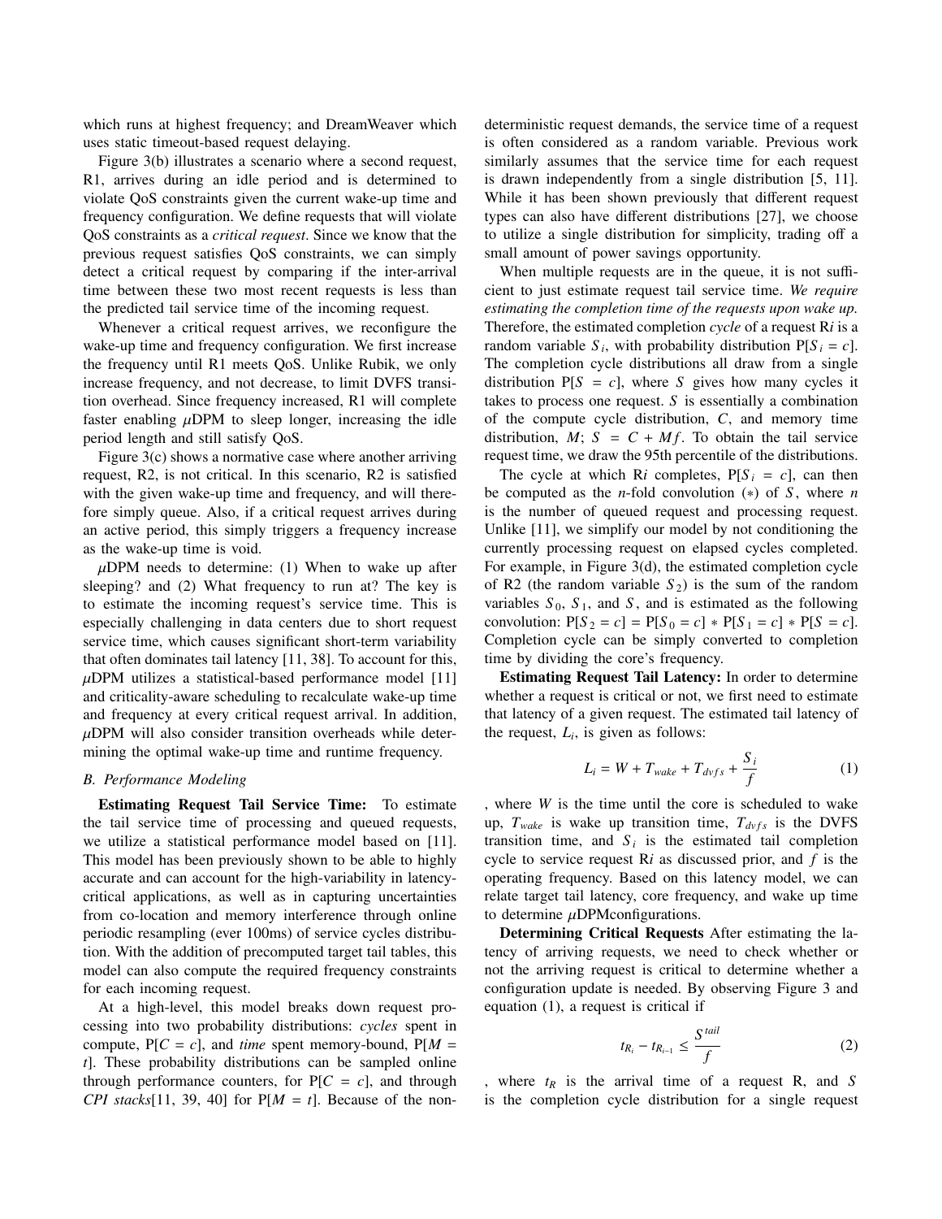which runs at highest frequency; and DreamWeaver which uses static timeout-based request delaying.

Figure 3(b) illustrates a scenario where a second request, R1, arrives during an idle period and is determined to violate QoS constraints given the current wake-up time and frequency configuration. We define requests that will violate QoS constraints as a *critical request*. Since we know that the previous request satisfies QoS constraints, we can simply detect a critical request by comparing if the inter-arrival time between these two most recent requests is less than the predicted tail service time of the incoming request.

Whenever a critical request arrives, we reconfigure the wake-up time and frequency configuration. We first increase the frequency until R1 meets QoS. Unlike Rubik, we only increase frequency, and not decrease, to limit DVFS transition overhead. Since frequency increased, R1 will complete faster enabling $\mu$DPM to sleep longer, increasing the idle period length and still satisfy QoS.

Figure 3(c) shows a normative case where another arriving request, R2, is not critical. In this scenario, R2 is satisfied with the given wake-up time and frequency, and will therefore simply queue. Also, if a critical request arrives during an active period, this simply triggers a frequency increase as the wake-up time is void.

$\mu$DPM needs to determine: (1) When to wake up after sleeping? and (2) What frequency to run at? The key is to estimate the incoming request's service time. This is especially challenging in data centers due to short request service time, which causes significant short-term variability that often dominates tail latency [11, 38]. To account for this, $\mu$DPM utilizes a statistical-based performance model [11] and criticality-aware scheduling to recalculate wake-up time and frequency at every critical request arrival. In addition, $\mu$DPM will also consider transition overheads while determining the optimal wake-up time and runtime frequency.

### B. Performance Modeling

**Estimating Request Tail Service Time:** To estimate the tail service time of processing and queued requests, we utilize a statistical performance model based on [11]. This model has been previously shown to be able to highly accurate and can account for the high-variability in latency-critical applications, as well as in capturing uncertainties from co-location and memory interference through online periodic resampling (ever 100ms) of service cycles distribution. With the addition of precomputed target tail tables, this model can also compute the required frequency constraints for each incoming request.

At a high-level, this model breaks down request processing into two probability distributions: *cycles* spent in compute, $P[C = c]$, and *time* spent memory-bound, $P[M = t]$. These probability distributions can be sampled online through performance counters, for $P[C = c]$, and through *CPI stacks*[11, 39, 40] for $P[M = t]$. Because of the non-deterministic request demands, the service time of a request is often considered as a random variable. Previous work similarly assumes that the service time for each request is drawn independently from a single distribution [5, 11]. While it has been shown previously that different request types can also have different distributions [27], we choose to utilize a single distribution for simplicity, trading off a small amount of power savings opportunity.

When multiple requests are in the queue, it is not sufficient to just estimate request tail service time. *We require estimating the completion time of the requests upon wake up.* Therefore, the estimated completion *cycle* of a request R$i$ is a random variable $S_i$, with probability distribution $P[S_i = c]$. The completion cycle distributions all draw from a single distribution $P[S = c]$, where $S$ gives how many cycles it takes to process one request. $S$ is essentially a combination of the compute cycle distribution, $C$, and memory time distribution, $M$; $S = C + Mf$. To obtain the tail service request time, we draw the 95th percentile of the distributions.

The cycle at which R$i$ completes, $P[S_i = c]$, can then be computed as the $n$-fold convolution ($*$) of $S$, where $n$ is the number of queued request and processing request. Unlike [11], we simplify our model by not conditioning the currently processing request on elapsed cycles completed. For example, in Figure 3(d), the estimated completion cycle of R2 (the random variable $S_2$) is the sum of the random variables $S_0$, $S_1$, and $S$, and is estimated as the following convolution: $P[S_2 = c] = P[S_0 = c] * P[S_1 = c] * P[S = c]$. Completion cycle can be simply converted to completion time by dividing the core's frequency.

**Estimating Request Tail Latency:** In order to determine whether a request is critical or not, we first need to estimate that latency of a given request. The estimated tail latency of the request, $L_i$, is given as follows:

$$L_i = W + T_{wake} + T_{dvfs} + \frac{S_i}{f} \tag{1}$$

, where $W$ is the time until the core is scheduled to wake up, $T_{wake}$ is wake up transition time, $T_{dvfs}$ is the DVFS transition time, and $S_i$ is the estimated tail completion cycle to service request R$i$ as discussed prior, and $f$ is the operating frequency. Based on this latency model, we can relate target tail latency, core frequency, and wake up time to determine $\mu$DPMconfigurations.

**Determining Critical Requests** After estimating the latency of arriving requests, we need to check whether or not the arriving request is critical to determine whether a configuration update is needed. By observing Figure 3 and equation (1), a request is critical if

$$t_{R_i} - t_{R_{i-1}} \leq \frac{S^{tail}}{f} \tag{2}$$

, where $t_R$ is the arrival time of a request R, and $S$ is the completion cycle distribution for a single request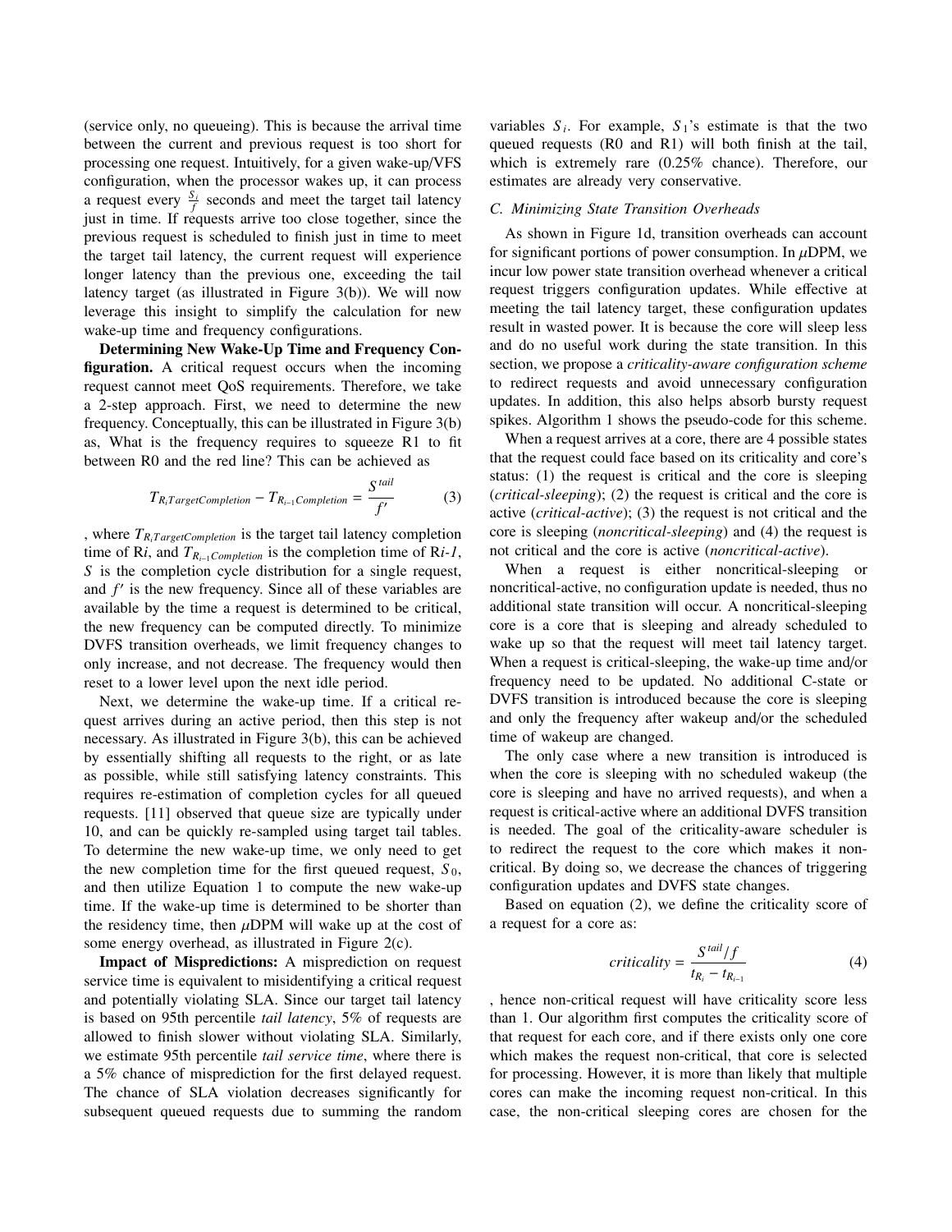(service only, no queueing). This is because the arrival time between the current and previous request is too short for processing one request. Intuitively, for a given wake-up/VFS configuration, when the processor wakes up, it can process a request every $\frac{S_i}{f}$ seconds and meet the target tail latency just in time. If requests arrive too close together, since the previous request is scheduled to finish just in time to meet the target tail latency, the current request will experience longer latency than the previous one, exceeding the tail latency target (as illustrated in Figure 3(b)). We will now leverage this insight to simplify the calculation for new wake-up time and frequency configurations.

**Determining New Wake-Up Time and Frequency Configuration.** A critical request occurs when the incoming request cannot meet QoS requirements. Therefore, we take a 2-step approach. First, we need to determine the new frequency. Conceptually, this can be illustrated in Figure 3(b) as, What is the frequency requires to squeeze R1 to fit between R0 and the red line? This can be achieved as

$$T_{R_i TargetCompletion} - T_{R_{i-1} Completion} = \frac{S^{tail}}{f'} \tag{3}$$

, where $T_{R_i TargetCompletion}$ is the target tail latency completion time of R$i$, and $T_{R_{i-1} Completion}$ is the completion time of R$i$-$1$, $S$ is the completion cycle distribution for a single request, and $f'$ is the new frequency. Since all of these variables are available by the time a request is determined to be critical, the new frequency can be computed directly. To minimize DVFS transition overheads, we limit frequency changes to only increase, and not decrease. The frequency would then reset to a lower level upon the next idle period.

Next, we determine the wake-up time. If a critical request arrives during an active period, then this step is not necessary. As illustrated in Figure 3(b), this can be achieved by essentially shifting all requests to the right, or as late as possible, while still satisfying latency constraints. This requires re-estimation of completion cycles for all queued requests. [11] observed that queue size are typically under 10, and can be quickly re-sampled using target tail tables. To determine the new wake-up time, we only need to get the new completion time for the first queued request, $S_0$, and then utilize Equation 1 to compute the new wake-up time. If the wake-up time is determined to be shorter than the residency time, then $\mu$DPM will wake up at the cost of some energy overhead, as illustrated in Figure 2(c).

**Impact of Mispredictions:** A misprediction on request service time is equivalent to misidentifying a critical request and potentially violating SLA. Since our target tail latency is based on 95th percentile *tail latency*, 5% of requests are allowed to finish slower without violating SLA. Similarly, we estimate 95th percentile *tail service time*, where there is a 5% chance of misprediction for the first delayed request. The chance of SLA violation decreases significantly for subsequent queued requests due to summing the random variables $S_i$. For example, $S_1$'s estimate is that the two queued requests (R0 and R1) will both finish at the tail, which is extremely rare (0.25% chance). Therefore, our estimates are already very conservative.

### C. Minimizing State Transition Overheads

As shown in Figure 1d, transition overheads can account for significant portions of power consumption. In $\mu$DPM, we incur low power state transition overhead whenever a critical request triggers configuration updates. While effective at meeting the tail latency target, these configuration updates result in wasted power. It is because the core will sleep less and do no useful work during the state transition. In this section, we propose a *criticality-aware configuration scheme* to redirect requests and avoid unnecessary configuration updates. In addition, this also helps absorb bursty request spikes. Algorithm 1 shows the pseudo-code for this scheme.

When a request arrives at a core, there are 4 possible states that the request could face based on its criticality and core's status: (1) the request is critical and the core is sleeping (*critical-sleeping*); (2) the request is critical and the core is active (*critical-active*); (3) the request is not critical and the core is sleeping (*noncritical-sleeping*) and (4) the request is not critical and the core is active (*noncritical-active*).

When a request is either noncritical-sleeping or noncritical-active, no configuration update is needed, thus no additional state transition will occur. A noncritical-sleeping core is a core that is sleeping and already scheduled to wake up so that the request will meet tail latency target. When a request is critical-sleeping, the wake-up time and/or frequency need to be updated. No additional C-state or DVFS transition is introduced because the core is sleeping and only the frequency after wakeup and/or the scheduled time of wakeup are changed.

The only case where a new transition is introduced is when the core is sleeping with no scheduled wakeup (the core is sleeping and have no arrived requests), and when a request is critical-active where an additional DVFS transition is needed. The goal of the criticality-aware scheduler is to redirect the request to the core which makes it non-critical. By doing so, we decrease the chances of triggering configuration updates and DVFS state changes.

Based on equation (2), we define the criticality score of a request for a core as:

$$criticality = \frac{S^{tail}/f}{t_{R_i} - t_{R_{i-1}}} \tag{4}$$

, hence non-critical request will have criticality score less than 1. Our algorithm first computes the criticality score of that request for each core, and if there exists only one core which makes the request non-critical, that core is selected for processing. However, it is more than likely that multiple cores can make the incoming request non-critical. In this case, the non-critical sleeping cores are chosen for the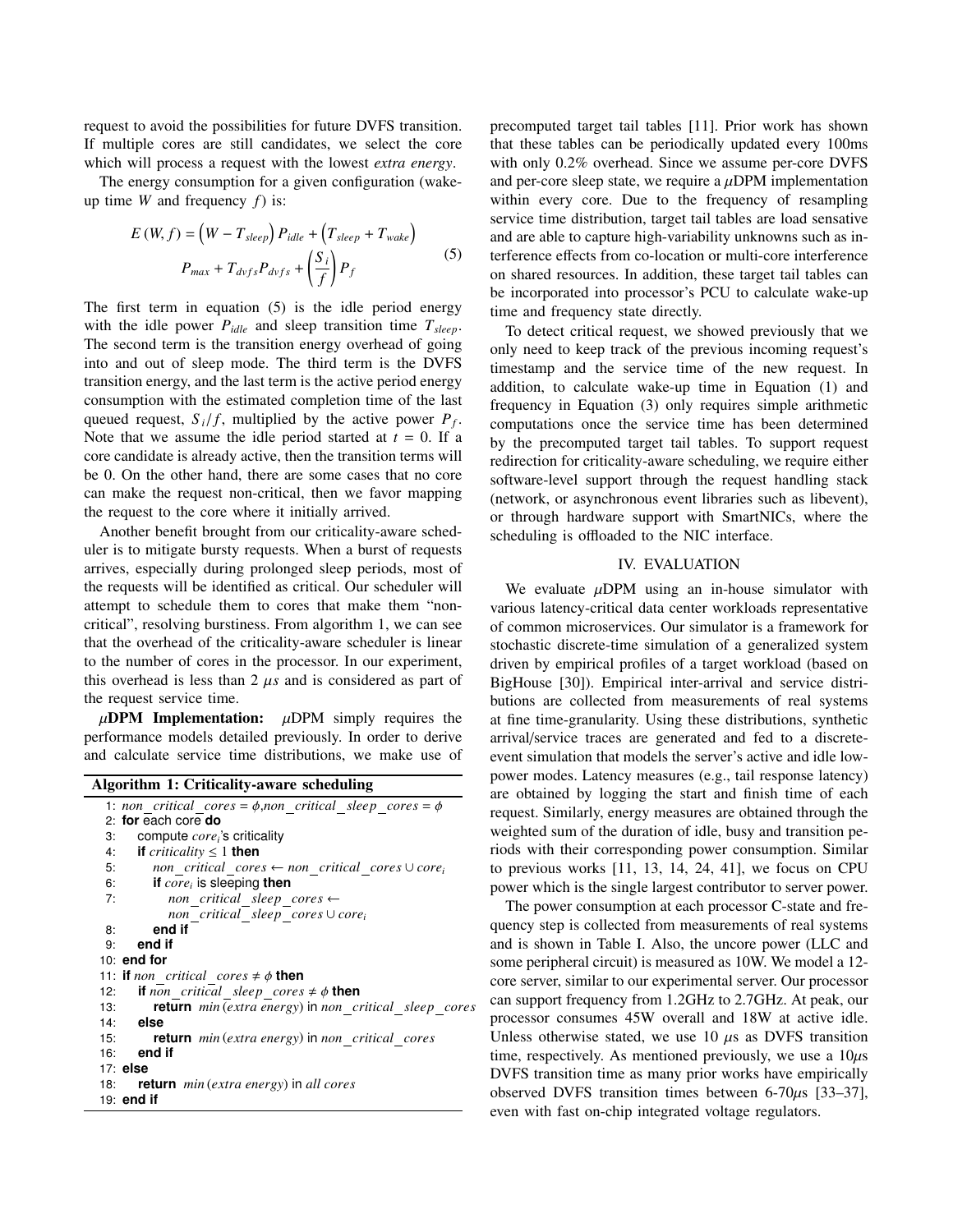request to avoid the possibilities for future DVFS transition. If multiple cores are still candidates, we select the core which will process a request with the lowest *extra energy*.

The energy consumption for a given configuration (wake-up time $W$ and frequency $f$) is:

$$E(W, f) = \left(W - T_{sleep}\right) P_{idle} + \left(T_{sleep} + T_{wake}\right) P_{max} + T_{dvfs} P_{dvfs} + \left(\frac{S_i}{f}\right) P_f \tag{5}$$

The first term in equation (5) is the idle period energy with the idle power $P_{idle}$ and sleep transition time $T_{sleep}$. The second term is the transition energy overhead of going into and out of sleep mode. The third term is the DVFS transition energy, and the last term is the active period energy consumption with the estimated completion time of the last queued request, $S_i/f$, multiplied by the active power $P_f$. Note that we assume the idle period started at $t = 0$. If a core candidate is already active, then the transition terms will be 0. On the other hand, there are some cases that no core can make the request non-critical, then we favor mapping the request to the core where it initially arrived.

Another benefit brought from our criticality-aware scheduler is to mitigate bursty requests. When a burst of requests arrives, especially during prolonged sleep periods, most of the requests will be identified as critical. Our scheduler will attempt to schedule them to cores that make them "non-critical", resolving burstiness. From algorithm 1, we can see that the overhead of the criticality-aware scheduler is linear to the number of cores in the processor. In our experiment, this overhead is less than 2 $\mu s$ and is considered as part of the request service time.

**$\mu$DPM Implementation:** $\mu$DPM simply requires the performance models detailed previously. In order to derive and calculate service time distributions, we make use of

**Algorithm 1: Criticality-aware scheduling**

```
1: non_critical_cores = ϕ, non_critical_sleep_cores = ϕ
2: for each core do
3:    compute core_i's criticality
4:    if criticality ≤ 1 then
5:       non_critical_cores ← non_critical_cores ∪ core_i
6:       if core_i is sleeping then
7:          non_critical_sleep_cores ←
            non_critical_sleep_cores ∪ core_i
8:       end if
9:    end if
10: end for
11: if non_critical_cores ≠ ϕ then
12:    if non_critical_sleep_cores ≠ ϕ then
13:       return min(extra energy) in non_critical_sleep_cores
14:    else
15:       return min(extra energy) in non_critical_cores
16:    end if
17: else
18:    return min(extra energy) in all cores
19: end if
```

precomputed target tail tables [11]. Prior work has shown that these tables can be periodically updated every 100ms with only 0.2% overhead. Since we assume per-core DVFS and per-core sleep state, we require a $\mu$DPM implementation within every core. Due to the frequency of resampling service time distribution, target tail tables are load sensative and are able to capture high-variability unknowns such as interference effects from co-location or multi-core interference on shared resources. In addition, these target tail tables can be incorporated into processor's PCU to calculate wake-up time and frequency state directly.

To detect critical request, we showed previously that we only need to keep track of the previous incoming request's timestamp and the service time of the new request. In addition, to calculate wake-up time in Equation (1) and frequency in Equation (3) only requires simple arithmetic computations once the service time has been determined by the precomputed target tail tables. To support request redirection for criticality-aware scheduling, we require either software-level support through the request handling stack (network, or asynchronous event libraries such as libevent), or through hardware support with SmartNICs, where the scheduling is offloaded to the NIC interface.

## IV. EVALUATION

We evaluate $\mu$DPM using an in-house simulator with various latency-critical data center workloads representative of common microservices. Our simulator is a framework for stochastic discrete-time simulation of a generalized system driven by empirical profiles of a target workload (based on BigHouse [30]). Empirical inter-arrival and service distributions are collected from measurements of real systems at fine time-granularity. Using these distributions, synthetic arrival/service traces are generated and fed to a discrete-event simulation that models the server's active and idle low-power modes. Latency measures (e.g., tail response latency) are obtained by logging the start and finish time of each request. Similarly, energy measures are obtained through the weighted sum of the duration of idle, busy and transition periods with their corresponding power consumption. Similar to previous works [11, 13, 14, 24, 41], we focus on CPU power which is the single largest contributor to server power.

The power consumption at each processor C-state and frequency step is collected from measurements of real systems and is shown in Table I. Also, the uncore power (LLC and some peripheral circuit) is measured as 10W. We model a 12-core server, similar to our experimental server. Our processor can support frequency from 1.2GHz to 2.7GHz. At peak, our processor consumes 45W overall and 18W at active idle. Unless otherwise stated, we use 10 $\mu s$ as DVFS transition time, respectively. As mentioned previously, we use a 10$\mu$s DVFS transition time as many prior works have empirically observed DVFS transition times between 6-70$\mu$s [33–37], even with fast on-chip integrated voltage regulators.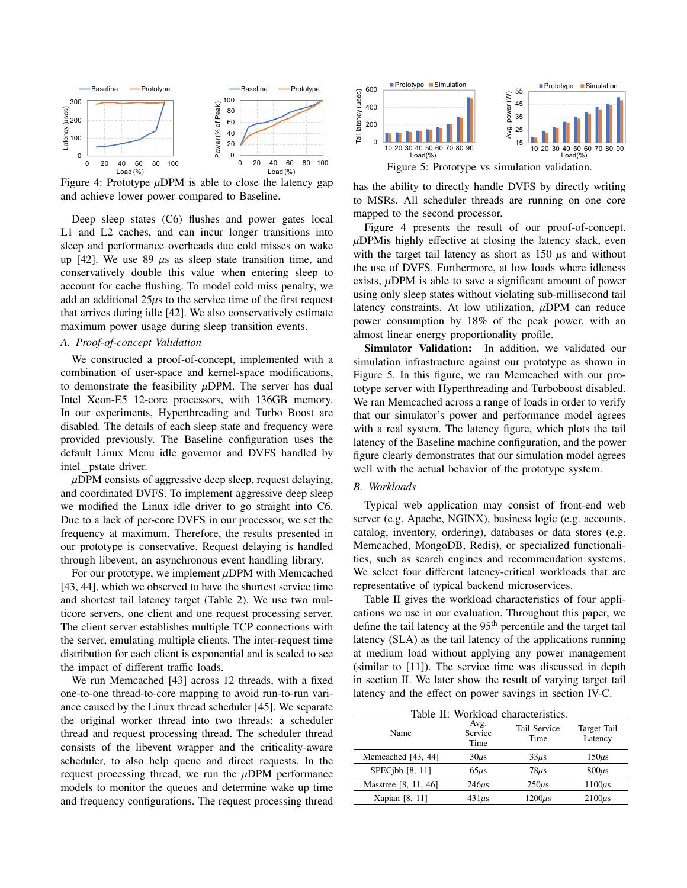Figure 4: Prototype $\mu$DPM is able to close the latency gap and achieve lower power compared to Baseline.

Deep sleep states (C6) flushes and power gates local L1 and L2 caches, and can incur longer transitions into sleep and performance overheads due cold misses on wake up [42]. We use 89 $\mu s$ as sleep state transition time, and conservatively double this value when entering sleep to account for cache flushing. To model cold miss penalty, we add an additional 25$\mu s$ to the service time of the first request that arrives during idle [42]. We also conservatively estimate maximum power usage during sleep transition events.

### A. *Proof-of-concept Validation*

We constructed a proof-of-concept, implemented with a combination of user-space and kernel-space modifications, to demonstrate the feasibility $\mu$DPM. The server has dual Intel Xeon-E5 12-core processors, with 136GB memory. In our experiments, Hyperthreading and Turbo Boost are disabled. The details of each sleep state and frequency were provided previously. The Baseline configuration uses the default Linux Menu idle governor and DVFS handled by intel_pstate driver.

$\mu$DPM consists of aggressive deep sleep, request delaying, and coordinated DVFS. To implement aggressive deep sleep we modified the Linux idle driver to go straight into C6. Due to a lack of per-core DVFS in our processor, we set the frequency at maximum. Therefore, the results presented in our prototype is conservative. Request delaying is handled through libevent, an asynchronous event handling library.

For our prototype, we implement $\mu$DPM with Memcached [43, 44], which we observed to have the shortest service time and shortest tail latency target (Table 2). We use two multicore servers, one client and one request processing server. The client server establishes multiple TCP connections with the server, emulating multiple clients. The inter-request time distribution for each client is exponential and is scaled to see the impact of different traffic loads.

We run Memcached [43] across 12 threads, with a fixed one-to-one thread-to-core mapping to avoid run-to-run variance caused by the Linux thread scheduler [45]. We separate the original worker thread into two threads: a scheduler thread and request processing thread. The scheduler thread consists of the libevent wrapper and the criticality-aware scheduler, to also help queue and direct requests. In the request processing thread, we run the $\mu$DPM performance models to monitor the queues and determine wake up time and frequency configurations. The request processing thread has the ability to directly handle DVFS by directly writing to MSRs. All scheduler threads are running on one core mapped to the second processor.

Figure 5: Prototype vs simulation validation.

Figure 4 presents the result of our proof-of-concept. $\mu$DPMis highly effective at closing the latency slack, even with the target tail latency as short as 150 $\mu s$ and without the use of DVFS. Furthermore, at low loads where idleness exists, $\mu$DPM is able to save a significant amount of power using only sleep states without violating sub-millisecond tail latency constraints. At low utilization, $\mu$DPM can reduce power consumption by 18% of the peak power, with an almost linear energy proportionality profile.

**Simulator Validation:** In addition, we validated our simulation infrastructure against our prototype as shown in Figure 5. In this figure, we ran Memcached with our prototype server with Hyperthreading and Turboboost disabled. We ran Memcached across a range of loads in order to verify that our simulator's power and performance model agrees with a real system. The latency figure, which plots the tail latency of the Baseline machine configuration, and the power figure clearly demonstrates that our simulation model agrees well with the actual behavior of the prototype system.

### B. *Workloads*

Typical web application may consist of front-end web server (e.g. Apache, NGINX), business logic (e.g. accounts, catalog, inventory, ordering), databases or data stores (e.g. Memcached, MongoDB, Redis), or specialized functionalities, such as search engines and recommendation systems. We select four different latency-critical workloads that are representative of typical backend microservices.

Table II gives the workload characteristics of four applications we use in our evaluation. Throughout this paper, we define the tail latency at the 95$^{th}$ percentile and the target tail latency (SLA) as the tail latency of the applications running at medium load without applying any power management (similar to [11]). The service time was discussed in depth in section II. We later show the result of varying target tail latency and the effect on power savings in section IV-C.

Table II: Workload characteristics.

| Name | Avg. Service Time | Tail Service Time | Target Tail Latency |
|---|---|---|---|
| Memcached [43, 44] | 30$\mu s$ | 33$\mu s$ | 150$\mu s$ |
| SPECjbb [8, 11] | 65$\mu s$ | 78$\mu s$ | 800$\mu s$ |
| Masstree [8, 11, 46] | 246$\mu s$ | 250$\mu s$ | 1100$\mu s$ |
| Xapian [8, 11] | 431$\mu s$ | 1200$\mu s$ | 2100$\mu s$ |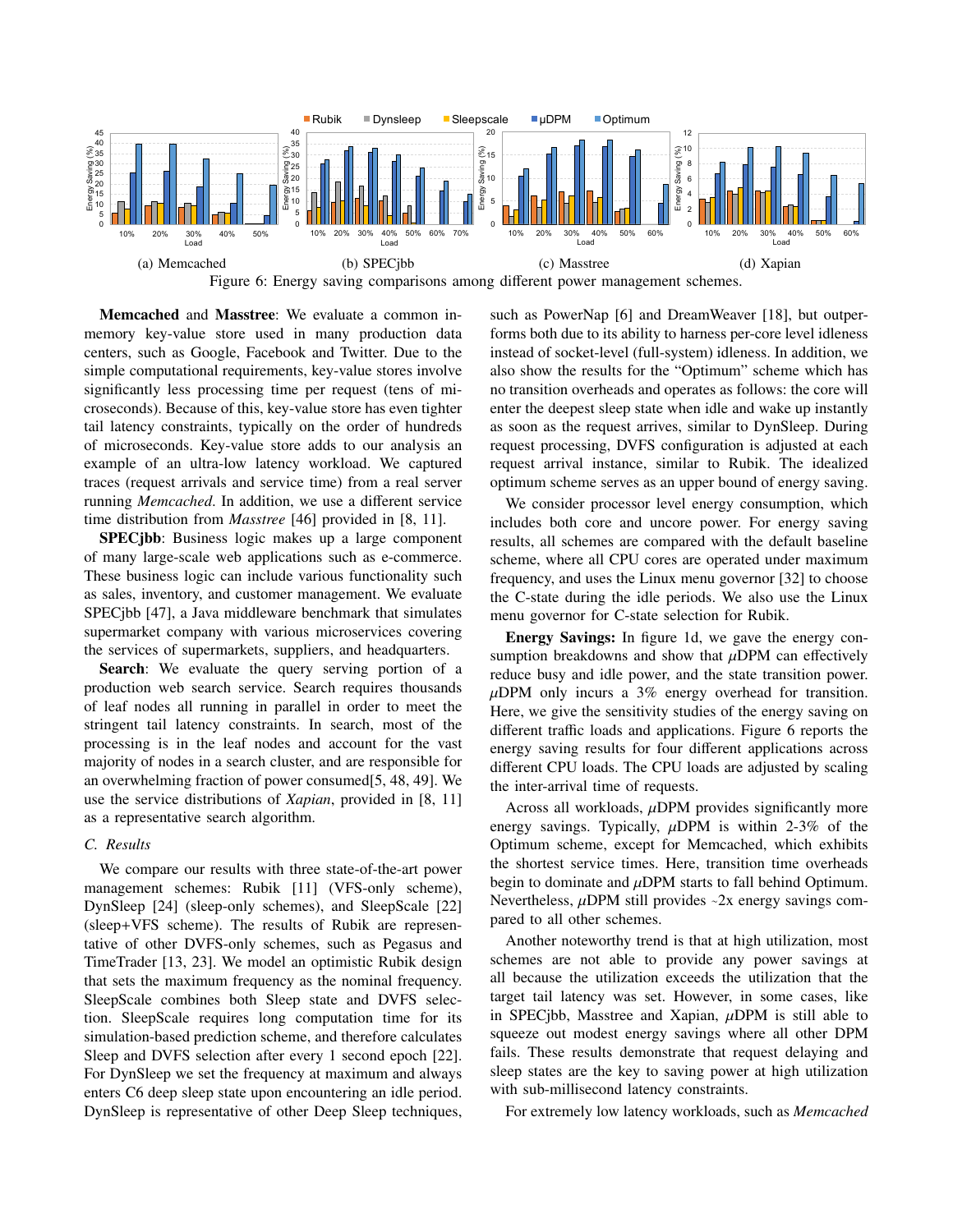(a) Memcached (b) SPECjbb (c) Masstree (d) Xapian

Figure 6: Energy saving comparisons among different power management schemes.

**Memcached** and **Masstree**: We evaluate a common in-memory key-value store used in many production data centers, such as Google, Facebook and Twitter. Due to the simple computational requirements, key-value stores involve significantly less processing time per request (tens of microseconds). Because of this, key-value store has even tighter tail latency constraints, typically on the order of hundreds of microseconds. Key-value store adds to our analysis an example of an ultra-low latency workload. We captured traces (request arrivals and service time) from a real server running *Memcached*. In addition, we use a different service time distribution from *Masstree* [46] provided in [8, 11].

**SPECjbb**: Business logic makes up a large component of many large-scale web applications such as e-commerce. These business logic can include various functionality such as sales, inventory, and customer management. We evaluate SPECjbb [47], a Java middleware benchmark that simulates supermarket company with various microservices covering the services of supermarkets, suppliers, and headquarters.

**Search**: We evaluate the query serving portion of a production web search service. Search requires thousands of leaf nodes all running in parallel in order to meet the stringent tail latency constraints. In search, most of the processing is in the leaf nodes and account for the vast majority of nodes in a search cluster, and are responsible for an overwhelming fraction of power consumed[5, 48, 49]. We use the service distributions of *Xapian*, provided in [8, 11] as a representative search algorithm.

### C. Results

We compare our results with three state-of-the-art power management schemes: Rubik [11] (VFS-only scheme), DynSleep [24] (sleep-only schemes), and SleepScale [22] (sleep+VFS scheme). The results of Rubik are representative of other DVFS-only schemes, such as Pegasus and TimeTrader [13, 23]. We model an optimistic Rubik design that sets the maximum frequency as the nominal frequency. SleepScale combines both Sleep state and DVFS selection. SleepScale requires long computation time for its simulation-based prediction scheme, and therefore calculates Sleep and DVFS selection after every 1 second epoch [22]. For DynSleep we set the frequency at maximum and always enters C6 deep sleep state upon encountering an idle period. DynSleep is representative of other Deep Sleep techniques, such as PowerNap [6] and DreamWeaver [18], but outperforms both due to its ability to harness per-core level idleness instead of socket-level (full-system) idleness. In addition, we also show the results for the "Optimum" scheme which has no transition overheads and operates as follows: the core will enter the deepest sleep state when idle and wake up instantly as soon as the request arrives, similar to DynSleep. During request processing, DVFS configuration is adjusted at each request arrival instance, similar to Rubik. The idealized optimum scheme serves as an upper bound of energy saving.

We consider processor level energy consumption, which includes both core and uncore power. For energy saving results, all schemes are compared with the default baseline scheme, where all CPU cores are operated under maximum frequency, and uses the Linux menu governor [32] to choose the C-state during the idle periods. We also use the Linux menu governor for C-state selection for Rubik.

**Energy Savings:** In figure 1d, we gave the energy consumption breakdowns and show that $\mu$DPM can effectively reduce busy and idle power, and the state transition power. $\mu$DPM only incurs a 3% energy overhead for transition. Here, we give the sensitivity studies of the energy saving on different traffic loads and applications. Figure 6 reports the energy saving results for four different applications across different CPU loads. The CPU loads are adjusted by scaling the inter-arrival time of requests.

Across all workloads, $\mu$DPM provides significantly more energy savings. Typically, $\mu$DPM is within 2-3% of the Optimum scheme, except for Memcached, which exhibits the shortest service times. Here, transition time overheads begin to dominate and $\mu$DPM starts to fall behind Optimum. Nevertheless, $\mu$DPM still provides ~2x energy savings compared to all other schemes.

Another noteworthy trend is that at high utilization, most schemes are not able to provide any power savings at all because the utilization exceeds the utilization that the target tail latency was set. However, in some cases, like in SPECjbb, Masstree and Xapian, $\mu$DPM is still able to squeeze out modest energy savings where all other DPM fails. These results demonstrate that request delaying and sleep states are the key to saving power at high utilization with sub-millisecond latency constraints.

For extremely low latency workloads, such as *Memcached*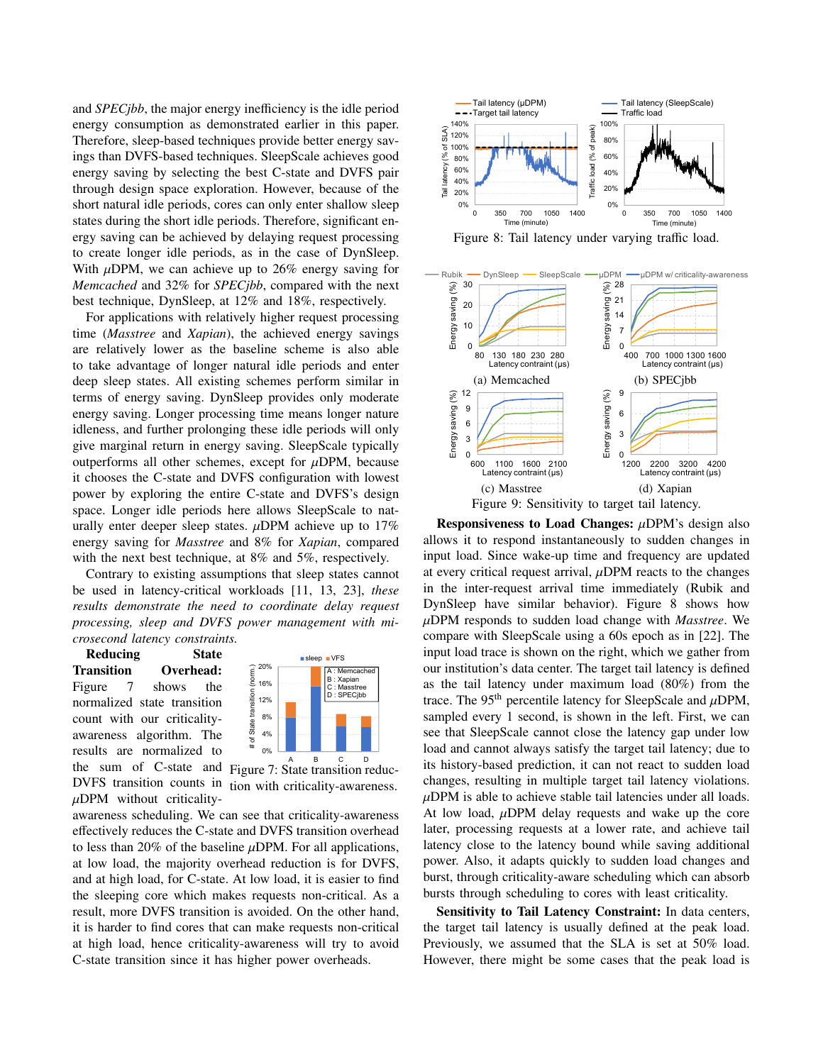and *SPECjbb*, the major energy inefficiency is the idle period energy consumption as demonstrated earlier in this paper. Therefore, sleep-based techniques provide better energy savings than DVFS-based techniques. SleepScale achieves good energy saving by selecting the best C-state and DVFS pair through design space exploration. However, because of the short natural idle periods, cores can only enter shallow sleep states during the short idle periods. Therefore, significant energy saving can be achieved by delaying request processing to create longer idle periods, as in the case of DynSleep. With $\mu$DPM, we can achieve up to 26% energy saving for *Memcached* and 32% for *SPECjbb*, compared with the next best technique, DynSleep, at 12% and 18%, respectively.

For applications with relatively higher request processing time (*Masstree* and *Xapian*), the achieved energy savings are relatively lower as the baseline scheme is also able to take advantage of longer natural idle periods and enter deep sleep states. All existing schemes perform similar in terms of energy saving. DynSleep provides only moderate energy saving. Longer processing time means longer nature idleness, and further prolonging these idle periods will only give marginal return in energy saving. SleepScale typically outperforms all other schemes, except for $\mu$DPM, because it chooses the C-state and DVFS configuration with lowest power by exploring the entire C-state and DVFS's design space. Longer idle periods here allows SleepScale to naturally enter deeper sleep states. $\mu$DPM achieve up to 17% energy saving for *Masstree* and 8% for *Xapian*, compared with the next best technique, at 8% and 5%, respectively.

Contrary to existing assumptions that sleep states cannot be used in latency-critical workloads [11, 13, 23], *these results demonstrate the need to coordinate delay request processing, sleep and DVFS power management with microsecond latency constraints.*

**Reducing State Transition Overhead:** Figure 7 shows the normalized state transition count with our criticality-awareness algorithm. The results are normalized to the sum of C-state and DVFS transition counts in $\mu$DPM without criticality-awareness scheduling. We can see that criticality-awareness effectively reduces the C-state and DVFS transition overhead to less than 20% of the baseline $\mu$DPM. For all applications, at low load, the majority overhead reduction is for DVFS, and at high load, for C-state. At low load, it is easier to find the sleeping core which makes requests non-critical. As a result, more DVFS transition is avoided. On the other hand, it is harder to find cores that can make requests non-critical at high load, hence criticality-awareness will try to avoid C-state transition since it has higher power overheads.

Figure 7: State transition reduction with criticality-awareness.

Figure 8: Tail latency under varying traffic load.

Figure 9: Sensitivity to target tail latency. (a) Memcached (b) SPECjbb (c) Masstree (d) Xapian

**Responsiveness to Load Changes:** $\mu$DPM's design also allows it to respond instantaneously to sudden changes in input load. Since wake-up time and frequency are updated at every critical request arrival, $\mu$DPM reacts to the changes in the inter-request arrival time immediately (Rubik and DynSleep have similar behavior). Figure 8 shows how $\mu$DPM responds to sudden load change with *Masstree*. We compare with SleepScale using a 60s epoch as in [22]. The input load trace is shown on the right, which we gather from our institution's data center. The target tail latency is defined as the tail latency under maximum load (80%) from the trace. The 95[th] percentile latency for SleepScale and $\mu$DPM, sampled every 1 second, is shown in the left. First, we can see that SleepScale cannot close the latency gap under low load and cannot always satisfy the target tail latency; due to its history-based prediction, it can not react to sudden load changes, resulting in multiple target tail latency violations. $\mu$DPM is able to achieve stable tail latencies under all loads. At low load, $\mu$DPM delay requests and wake up the core later, processing requests at a lower rate, and achieve tail latency close to the latency bound while saving additional power. Also, it adapts quickly to sudden load changes and burst, through criticality-aware scheduling which can absorb bursts through scheduling to cores with least criticality.

**Sensitivity to Tail Latency Constraint:** In data centers, the target tail latency is usually defined at the peak load. Previously, we assumed that the SLA is set at 50% load. However, there might be some cases that the peak load is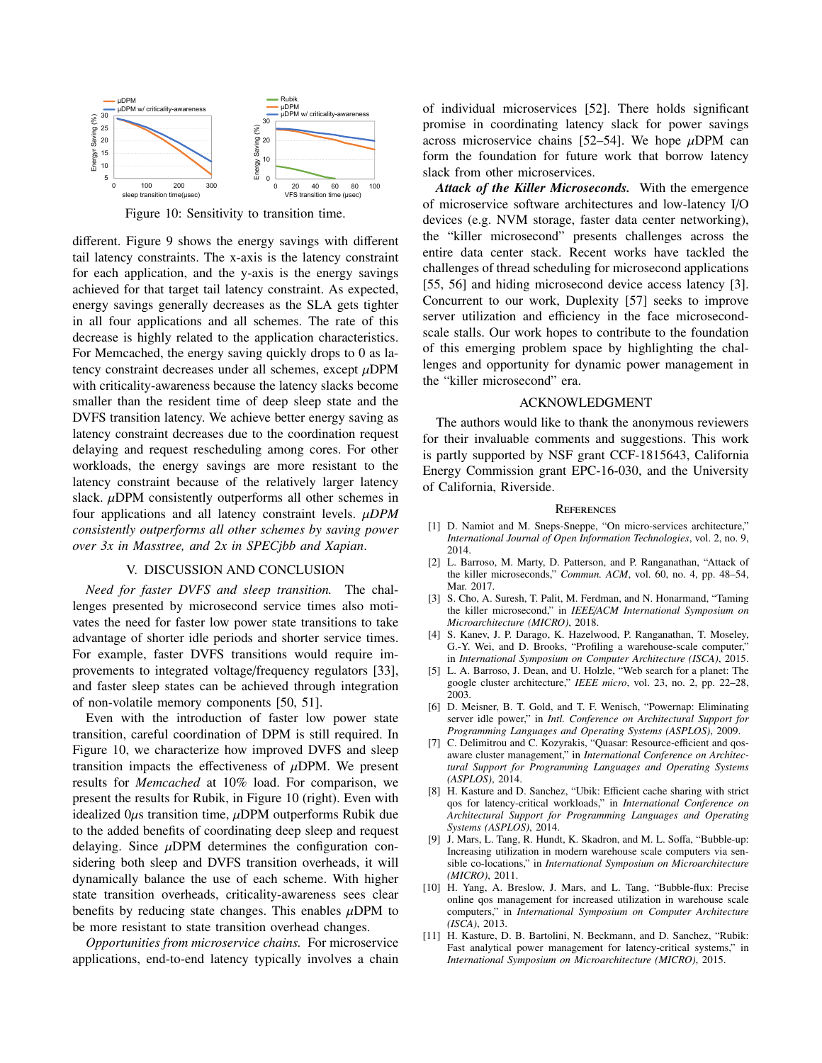Figure 10: Sensitivity to transition time.

different. Figure 9 shows the energy savings with different tail latency constraints. The x-axis is the latency constraint for each application, and the y-axis is the energy savings achieved for that target tail latency constraint. As expected, energy savings generally decreases as the SLA gets tighter in all four applications and all schemes. The rate of this decrease is highly related to the application characteristics. For Memcached, the energy saving quickly drops to 0 as latency constraint decreases under all schemes, except $\mu$DPM with criticality-awareness because the latency slacks become smaller than the resident time of deep sleep state and the DVFS transition latency. We achieve better energy saving as latency constraint decreases due to the coordination request delaying and request rescheduling among cores. For other workloads, the energy savings are more resistant to the latency constraint because of the relatively larger latency slack. $\mu$DPM consistently outperforms all other schemes in four applications and all latency constraint levels. *$\mu$DPM consistently outperforms all other schemes by saving power over 3x in Masstree, and 2x in SPECjbb and Xapian*.

## V. DISCUSSION AND CONCLUSION

*Need for faster DVFS and sleep transition.* The challenges presented by microsecond service times also motivates the need for faster low power state transitions to take advantage of shorter idle periods and shorter service times. For example, faster DVFS transitions would require improvements to integrated voltage/frequency regulators [33], and faster sleep states can be achieved through integration of non-volatile memory components [50, 51].

Even with the introduction of faster low power state transition, careful coordination of DPM is still required. In Figure 10, we characterize how improved DVFS and sleep transition impacts the effectiveness of $\mu$DPM. We present results for *Memcached* at 10% load. For comparison, we present the results for Rubik, in Figure 10 (right). Even with idealized 0$\mu$s transition time, $\mu$DPM outperforms Rubik due to the added benefits of coordinating deep sleep and request delaying. Since $\mu$DPM determines the configuration considering both sleep and DVFS transition overheads, it will dynamically balance the use of each scheme. With higher state transition overheads, criticality-awareness sees clear benefits by reducing state changes. This enables $\mu$DPM to be more resistant to state transition overhead changes.

*Opportunities from microservice chains.* For microservice applications, end-to-end latency typically involves a chain of individual microservices [52]. There holds significant promise in coordinating latency slack for power savings across microservice chains [52–54]. We hope $\mu$DPM can form the foundation for future work that borrow latency slack from other microservices.

***Attack of the Killer Microseconds.*** With the emergence of microservice software architectures and low-latency I/O devices (e.g. NVM storage, faster data center networking), the "killer microsecond" presents challenges across the entire data center stack. Recent works have tackled the challenges of thread scheduling for microsecond applications [55, 56] and hiding microsecond device access latency [3]. Concurrent to our work, Duplexity [57] seeks to improve server utilization and efficiency in the face microsecond-scale stalls. Our work hopes to contribute to the foundation of this emerging problem space by highlighting the challenges and opportunity for dynamic power management in the "killer microsecond" era.

## ACKNOWLEDGMENT

The authors would like to thank the anonymous reviewers for their invaluable comments and suggestions. This work is partly supported by NSF grant CCF-1815643, California Energy Commission grant EPC-16-030, and the University of California, Riverside.

## REFERENCES

[1] D. Namiot and M. Sneps-Sneppe, "On micro-services architecture," *International Journal of Open Information Technologies*, vol. 2, no. 9, 2014.

[2] L. Barroso, M. Marty, D. Patterson, and P. Ranganathan, "Attack of the killer microseconds," *Commun. ACM*, vol. 60, no. 4, pp. 48–54, Mar. 2017.

[3] S. Cho, A. Suresh, T. Palit, M. Ferdman, and N. Honarmand, "Taming the killer microsecond," in *IEEE/ACM International Symposium on Microarchitecture (MICRO)*, 2018.

[4] S. Kanev, J. P. Darago, K. Hazelwood, P. Ranganathan, T. Moseley, G.-Y. Wei, and D. Brooks, "Profiling a warehouse-scale computer," in *International Symposium on Computer Architecture (ISCA)*, 2015.

[5] L. A. Barroso, J. Dean, and U. Holzle, "Web search for a planet: The google cluster architecture," *IEEE micro*, vol. 23, no. 2, pp. 22–28, 2003.

[6] D. Meisner, B. T. Gold, and T. F. Wenisch, "Powernap: Eliminating server idle power," in *Intl. Conference on Architectural Support for Programming Languages and Operating Systems (ASPLOS)*, 2009.

[7] C. Delimitrou and C. Kozyrakis, "Quasar: Resource-efficient and qos-aware cluster management," in *International Conference on Architectural Support for Programming Languages and Operating Systems (ASPLOS)*, 2014.

[8] H. Kasture and D. Sanchez, "Ubik: Efficient cache sharing with strict qos for latency-critical workloads," in *International Conference on Architectural Support for Programming Languages and Operating Systems (ASPLOS)*, 2014.

[9] J. Mars, L. Tang, R. Hundt, K. Skadron, and M. L. Soffa, "Bubble-up: Increasing utilization in modern warehouse scale computers via sensible co-locations," in *International Symposium on Microarchitecture (MICRO)*, 2011.

[10] H. Yang, A. Breslow, J. Mars, and L. Tang, "Bubble-flux: Precise online qos management for increased utilization in warehouse scale computers," in *International Symposium on Computer Architecture (ISCA)*, 2013.

[11] H. Kasture, D. B. Bartolini, N. Beckmann, and D. Sanchez, "Rubik: Fast analytical power management for latency-critical systems," in *International Symposium on Microarchitecture (MICRO)*, 2015.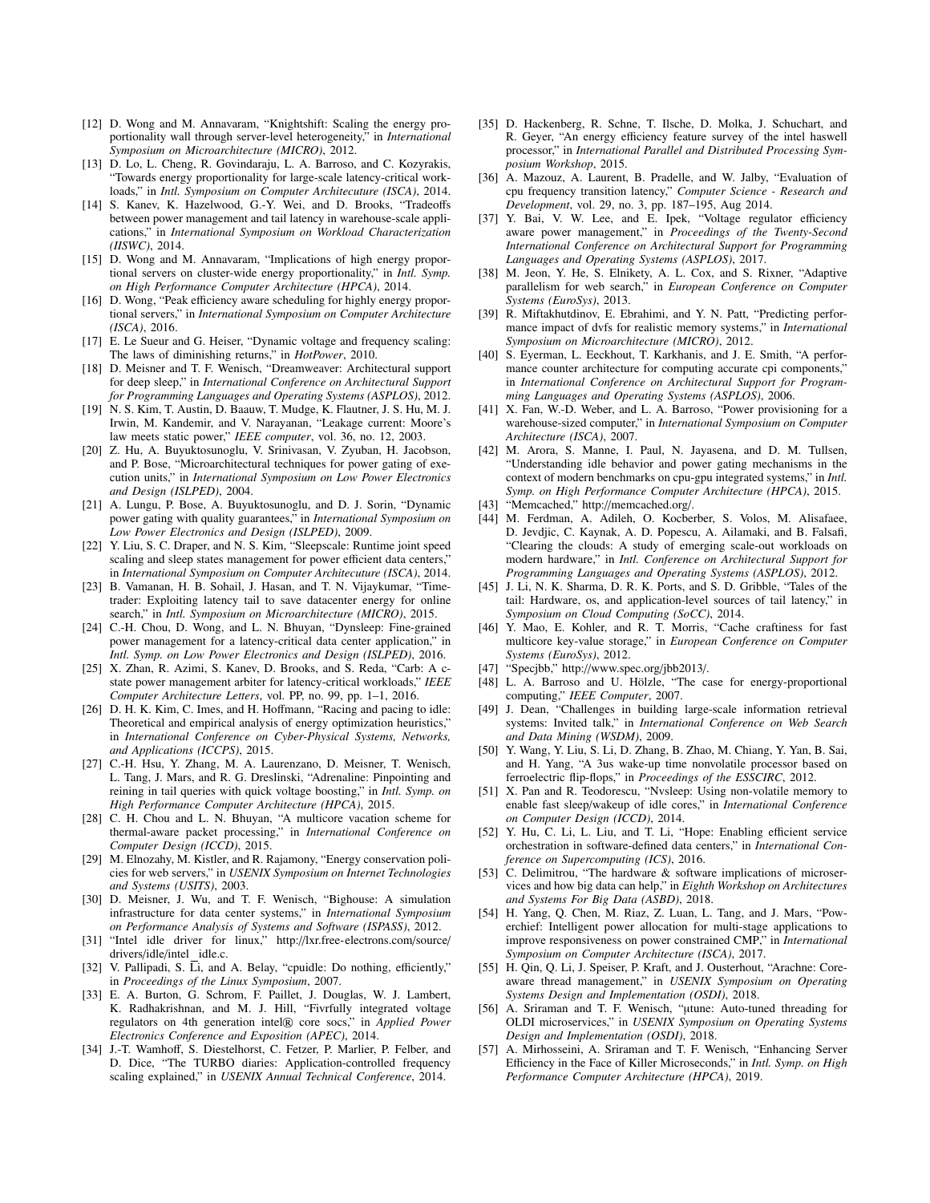[12] D. Wong and M. Annavaram, "Knightshift: Scaling the energy proportionality wall through server-level heterogeneity," in *International Symposium on Microarchitecture (MICRO)*, 2012.

[13] D. Lo, L. Cheng, R. Govindaraju, L. A. Barroso, and C. Kozyrakis, "Towards energy proportionality for large-scale latency-critical workloads," in *Intl. Symposium on Computer Architecture (ISCA)*, 2014.

[14] S. Kanev, K. Hazelwood, G.-Y. Wei, and D. Brooks, "Tradeoffs between power management and tail latency in warehouse-scale applications," in *International Symposium on Workload Characterization (IISWC)*, 2014.

[15] D. Wong and M. Annavaram, "Implications of high energy proportional servers on cluster-wide energy proportionality," in *Intl. Symp. on High Performance Computer Architecture (HPCA)*, 2014.

[16] D. Wong, "Peak efficiency aware scheduling for highly energy proportional servers," in *International Symposium on Computer Architecture (ISCA)*, 2016.

[17] E. Le Sueur and G. Heiser, "Dynamic voltage and frequency scaling: The laws of diminishing returns," in *HotPower*, 2010.

[18] D. Meisner and T. F. Wenisch, "Dreamweaver: Architectural support for deep sleep," in *International Conference on Architectural Support for Programming Languages and Operating Systems (ASPLOS)*, 2012.

[19] N. S. Kim, T. Austin, D. Baauw, T. Mudge, K. Flautner, J. S. Hu, M. J. Irwin, M. Kandemir, and V. Narayanan, "Leakage current: Moore's law meets static power," *IEEE computer*, vol. 36, no. 12, 2003.

[20] Z. Hu, A. Buyuktosunoglu, V. Srinivasan, V. Zyuban, H. Jacobson, and P. Bose, "Microarchitectural techniques for power gating of execution units," in *International Symposium on Low Power Electronics and Design (ISLPED)*, 2004.

[21] A. Lungu, P. Bose, A. Buyuktosunoglu, and D. J. Sorin, "Dynamic power gating with quality guarantees," in *International Symposium on Low Power Electronics and Design (ISLPED)*, 2009.

[22] Y. Liu, S. C. Draper, and N. S. Kim, "Sleepscale: Runtime joint speed scaling and sleep states management for power efficient data centers," in *International Symposium on Computer Architecture (ISCA)*, 2014.

[23] B. Vamanan, H. B. Sohail, J. Hasan, and T. N. Vijaykumar, "Timetrader: Exploiting latency tail to save datacenter energy for online search," in *Intl. Symposium on Microarchitecture (MICRO)*, 2015.

[24] C.-H. Chou, D. Wong, and L. N. Bhuyan, "Dynsleep: Fine-grained power management for a latency-critical data center application," in *Intl. Symp. on Low Power Electronics and Design (ISLPED)*, 2016.

[25] X. Zhan, R. Azimi, S. Kanev, D. Brooks, and S. Reda, "Carb: A c-state power management arbiter for latency-critical workloads," *IEEE Computer Architecture Letters*, vol. PP, no. 99, pp. 1–1, 2016.

[26] D. H. K. Kim, C. Imes, and H. Hoffmann, "Racing and pacing to idle: Theoretical and empirical analysis of energy optimization heuristics," in *International Conference on Cyber-Physical Systems, Networks, and Applications (ICCPS)*, 2015.

[27] C.-H. Hsu, Y. Zhang, M. A. Laurenzano, D. Meisner, T. Wenisch, L. Tang, J. Mars, and R. G. Dreslinski, "Adrenaline: Pinpointing and reining in tail queries with quick voltage boosting," in *Intl. Symp. on High Performance Computer Architecture (HPCA)*, 2015.

[28] C. H. Chou and L. N. Bhuyan, "A multicore vacation scheme for thermal-aware packet processing," in *International Conference on Computer Design (ICCD)*, 2015.

[29] M. Elnozahy, M. Kistler, and R. Rajamony, "Energy conservation policies for web servers," in *USENIX Symposium on Internet Technologies and Systems (USITS)*, 2003.

[30] D. Meisner, J. Wu, and T. F. Wenisch, "Bighouse: A simulation infrastructure for data center systems," in *International Symposium on Performance Analysis of Systems and Software (ISPASS)*, 2012.

[31] "Intel idle driver for linux," http://lxr.free-electrons.com/source/drivers/idle/intel_idle.c.

[32] V. Pallipadi, S. Li, and A. Belay, "cpuidle: Do nothing, efficiently," in *Proceedings of the Linux Symposium*, 2007.

[33] E. A. Burton, G. Schrom, F. Paillet, J. Douglas, W. J. Lambert, K. Radhakrishnan, and M. J. Hill, "Fivrfully integrated voltage regulators on 4th generation intel® core socs," in *Applied Power Electronics Conference and Exposition (APEC)*, 2014.

[34] J.-T. Wamhoff, S. Diestelhorst, C. Fetzer, P. Marlier, P. Felber, and D. Dice, "The TURBO diaries: Application-controlled frequency scaling explained," in *USENIX Annual Technical Conference*, 2014.

[35] D. Hackenberg, R. Schne, T. Ilsche, D. Molka, J. Schuchart, and R. Geyer, "An energy efficiency feature survey of the intel haswell processor," in *International Parallel and Distributed Processing Symposium Workshop*, 2015.

[36] A. Mazouz, A. Laurent, B. Pradelle, and W. Jalby, "Evaluation of cpu frequency transition latency," *Computer Science - Research and Development*, vol. 29, no. 3, pp. 187–195, Aug 2014.

[37] Y. Bai, V. W. Lee, and E. Ipek, "Voltage regulator efficiency aware power management," in *Proceedings of the Twenty-Second International Conference on Architectural Support for Programming Languages and Operating Systems (ASPLOS)*, 2017.

[38] M. Jeon, Y. He, S. Elnikety, A. L. Cox, and S. Rixner, "Adaptive parallelism for web search," in *European Conference on Computer Systems (EuroSys)*, 2013.

[39] R. Miftakhutdinov, E. Ebrahimi, and Y. N. Patt, "Predicting performance impact of dvfs for realistic memory systems," in *International Symposium on Microarchitecture (MICRO)*, 2012.

[40] S. Eyerman, L. Eeckhout, T. Karkhanis, and J. E. Smith, "A performance counter architecture for computing accurate cpi components," in *International Conference on Architectural Support for Programming Languages and Operating Systems (ASPLOS)*, 2006.

[41] X. Fan, W.-D. Weber, and L. A. Barroso, "Power provisioning for a warehouse-sized computer," in *International Symposium on Computer Architecture (ISCA)*, 2007.

[42] M. Arora, S. Manne, I. Paul, N. Jayasena, and D. M. Tullsen, "Understanding idle behavior and power gating mechanisms in the context of modern benchmarks on cpu-gpu integrated systems," in *Intl. Symp. on High Performance Computer Architecture (HPCA)*, 2015.

[43] "Memcached," http://memcached.org/.

[44] M. Ferdman, A. Adileh, O. Kocberber, S. Volos, M. Alisafaee, D. Jevdjic, C. Kaynak, A. D. Popescu, A. Ailamaki, and B. Falsafi, "Clearing the clouds: A study of emerging scale-out workloads on modern hardware," in *Intl. Conference on Architectural Support for Programming Languages and Operating Systems (ASPLOS)*, 2012.

[45] J. Li, N. K. Sharma, D. R. K. Ports, and S. D. Gribble, "Tales of the tail: Hardware, os, and application-level sources of tail latency," in *Symposium on Cloud Computing (SoCC)*, 2014.

[46] Y. Mao, E. Kohler, and R. T. Morris, "Cache craftiness for fast multicore key-value storage," in *European Conference on Computer Systems (EuroSys)*, 2012.

[47] "Specjbb," http://www.spec.org/jbb2013/.

[48] L. A. Barroso and U. Hölzle, "The case for energy-proportional computing," *IEEE Computer*, 2007.

[49] J. Dean, "Challenges in building large-scale information retrieval systems: Invited talk," in *International Conference on Web Search and Data Mining (WSDM)*, 2009.

[50] Y. Wang, Y. Liu, S. Li, D. Zhang, B. Zhao, M. Chiang, Y. Yan, B. Sai, and H. Yang, "A 3us wake-up time nonvolatile processor based on ferroelectric flip-flops," in *Proceedings of the ESSCIRC*, 2012.

[51] X. Pan and R. Teodorescu, "Nvsleep: Using non-volatile memory to enable fast sleep/wakeup of idle cores," in *International Conference on Computer Design (ICCD)*, 2014.

[52] Y. Hu, C. Li, L. Liu, and T. Li, "Hope: Enabling efficient service orchestration in software-defined data centers," in *International Conference on Supercomputing (ICS)*, 2016.

[53] C. Delimitrou, "The hardware & software implications of microservices and how big data can help," in *Eighth Workshop on Architectures and Systems For Big Data (ASBD)*, 2018.

[54] H. Yang, Q. Chen, M. Riaz, Z. Luan, L. Tang, and J. Mars, "Powerchief: Intelligent power allocation for multi-stage applications to improve responsiveness on power constrained CMP," in *International Symposium on Computer Architecture (ISCA)*, 2017.

[55] H. Qin, Q. Li, J. Speiser, P. Kraft, and J. Ousterhout, "Arachne: Core-aware thread management," in *USENIX Symposium on Operating Systems Design and Implementation (OSDI)*, 2018.

[56] A. Sriraman and T. F. Wenisch, "μtune: Auto-tuned threading for OLDI microservices," in *USENIX Symposium on Operating Systems Design and Implementation (OSDI)*, 2018.

[57] A. Mirhosseini, A. Sriraman and T. F. Wenisch, "Enhancing Server Efficiency in the Face of Killer Microseconds," in *Intl. Symp. on High Performance Computer Architecture (HPCA)*, 2019.